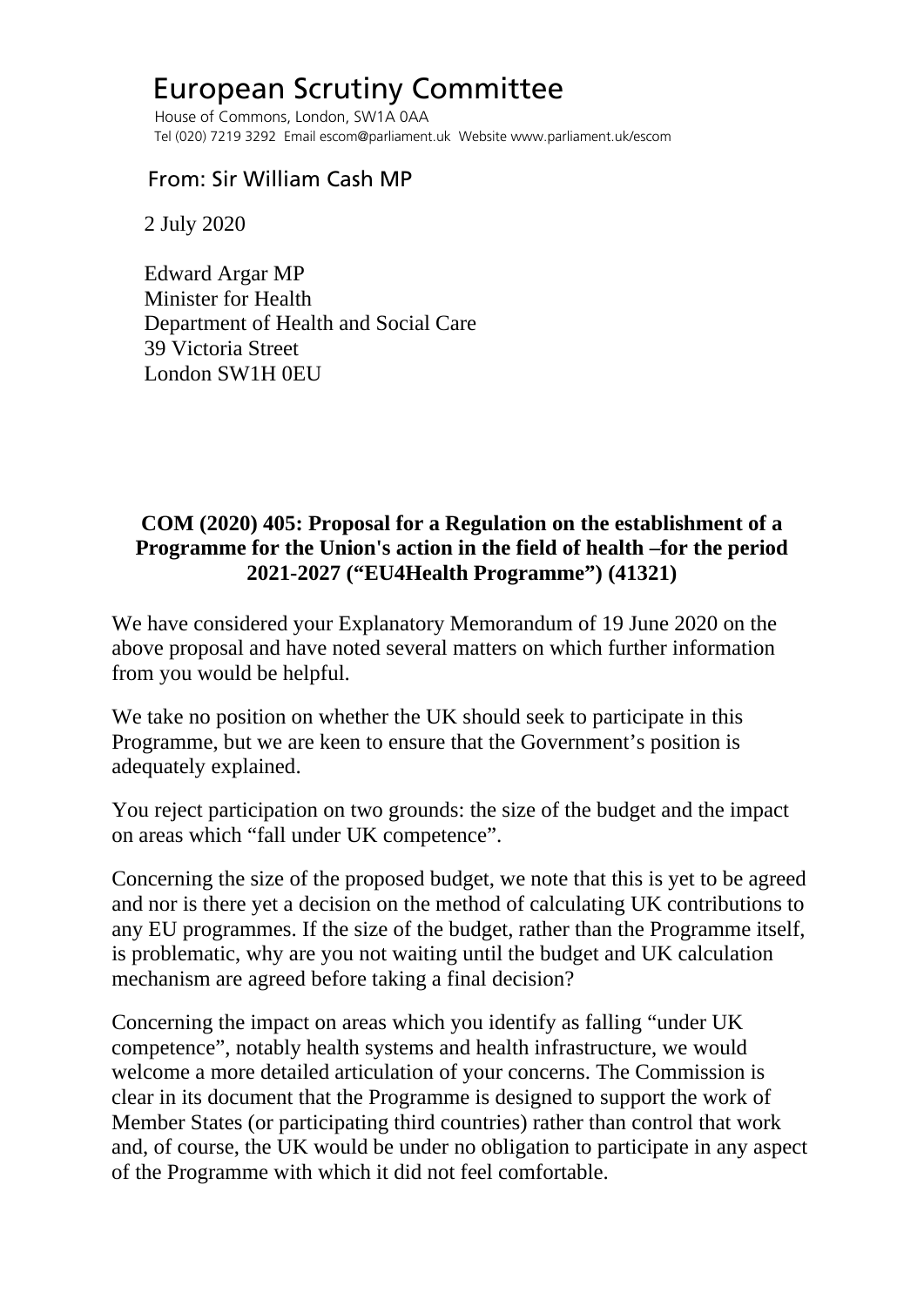# European Scrutiny Committee

House of Commons, London, SW1A 0AA
Tel (020) 7219 3292 Email escom@parliament.uk Website www.parliament.uk/escom

From: Sir William Cash MP

2 July 2020

Edward Argar MP
Minister for Health
Department of Health and Social Care
39 Victoria Street
London SW1H 0EU

**COM (2020) 405: Proposal for a Regulation on the establishment of a Programme for the Union's action in the field of health –for the period 2021-2027 ("EU4Health Programme") (41321)**

We have considered your Explanatory Memorandum of 19 June 2020 on the above proposal and have noted several matters on which further information from you would be helpful.

We take no position on whether the UK should seek to participate in this Programme, but we are keen to ensure that the Government's position is adequately explained.

You reject participation on two grounds: the size of the budget and the impact on areas which "fall under UK competence".

Concerning the size of the proposed budget, we note that this is yet to be agreed and nor is there yet a decision on the method of calculating UK contributions to any EU programmes. If the size of the budget, rather than the Programme itself, is problematic, why are you not waiting until the budget and UK calculation mechanism are agreed before taking a final decision?

Concerning the impact on areas which you identify as falling "under UK competence", notably health systems and health infrastructure, we would welcome a more detailed articulation of your concerns. The Commission is clear in its document that the Programme is designed to support the work of Member States (or participating third countries) rather than control that work and, of course, the UK would be under no obligation to participate in any aspect of the Programme with which it did not feel comfortable.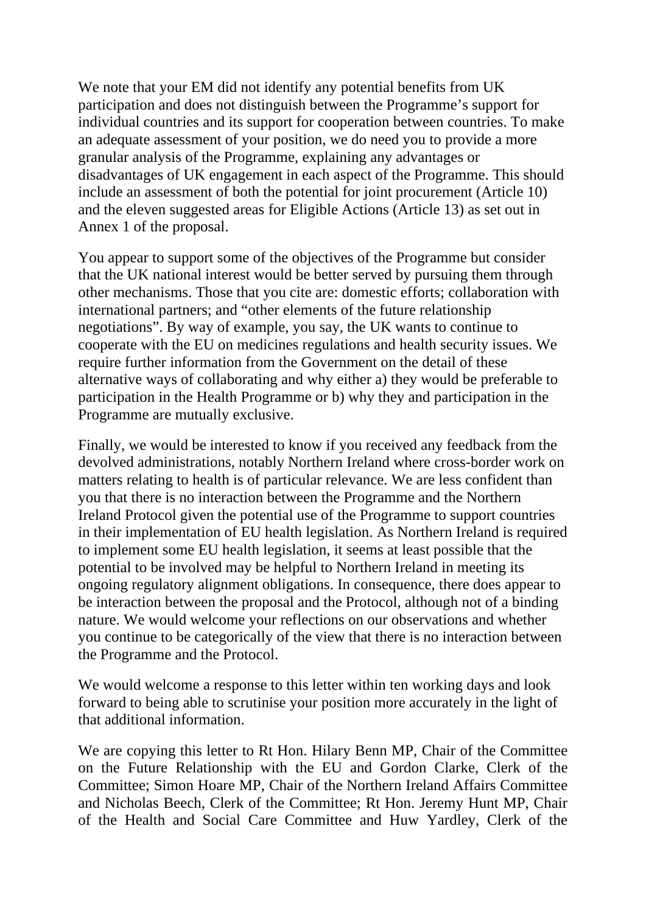We note that your EM did not identify any potential benefits from UK participation and does not distinguish between the Programme's support for individual countries and its support for cooperation between countries. To make an adequate assessment of your position, we do need you to provide a more granular analysis of the Programme, explaining any advantages or disadvantages of UK engagement in each aspect of the Programme. This should include an assessment of both the potential for joint procurement (Article 10) and the eleven suggested areas for Eligible Actions (Article 13) as set out in Annex 1 of the proposal.

You appear to support some of the objectives of the Programme but consider that the UK national interest would be better served by pursuing them through other mechanisms. Those that you cite are: domestic efforts; collaboration with international partners; and "other elements of the future relationship negotiations". By way of example, you say, the UK wants to continue to cooperate with the EU on medicines regulations and health security issues. We require further information from the Government on the detail of these alternative ways of collaborating and why either a) they would be preferable to participation in the Health Programme or b) why they and participation in the Programme are mutually exclusive.

Finally, we would be interested to know if you received any feedback from the devolved administrations, notably Northern Ireland where cross-border work on matters relating to health is of particular relevance. We are less confident than you that there is no interaction between the Programme and the Northern Ireland Protocol given the potential use of the Programme to support countries in their implementation of EU health legislation. As Northern Ireland is required to implement some EU health legislation, it seems at least possible that the potential to be involved may be helpful to Northern Ireland in meeting its ongoing regulatory alignment obligations. In consequence, there does appear to be interaction between the proposal and the Protocol, although not of a binding nature. We would welcome your reflections on our observations and whether you continue to be categorically of the view that there is no interaction between the Programme and the Protocol.

We would welcome a response to this letter within ten working days and look forward to being able to scrutinise your position more accurately in the light of that additional information.

We are copying this letter to Rt Hon. Hilary Benn MP, Chair of the Committee on the Future Relationship with the EU and Gordon Clarke, Clerk of the Committee; Simon Hoare MP, Chair of the Northern Ireland Affairs Committee and Nicholas Beech, Clerk of the Committee; Rt Hon. Jeremy Hunt MP, Chair of the Health and Social Care Committee and Huw Yardley, Clerk of the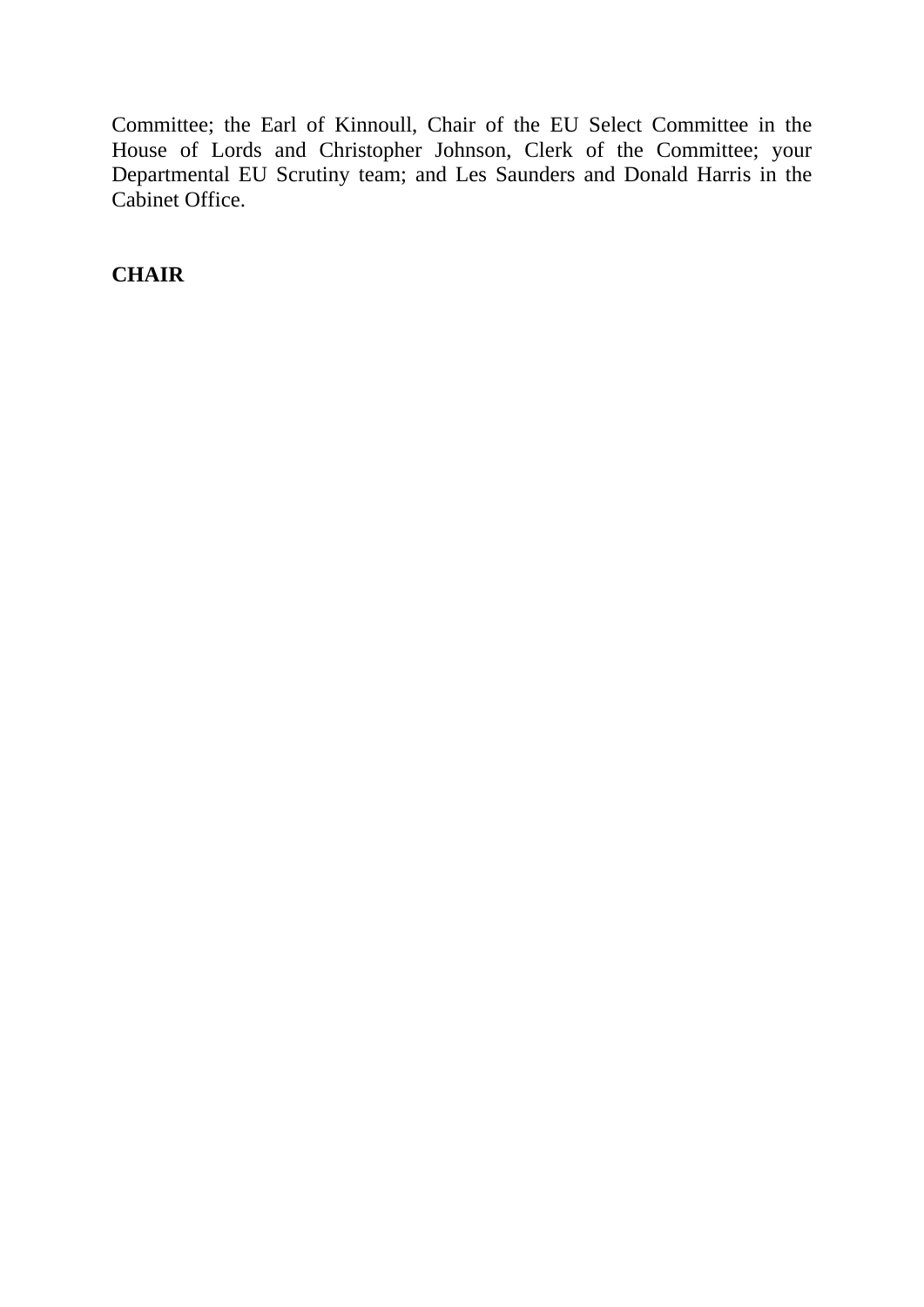Committee; the Earl of Kinnoull, Chair of the EU Select Committee in the House of Lords and Christopher Johnson, Clerk of the Committee; your Departmental EU Scrutiny team; and Les Saunders and Donald Harris in the Cabinet Office.

**CHAIR**